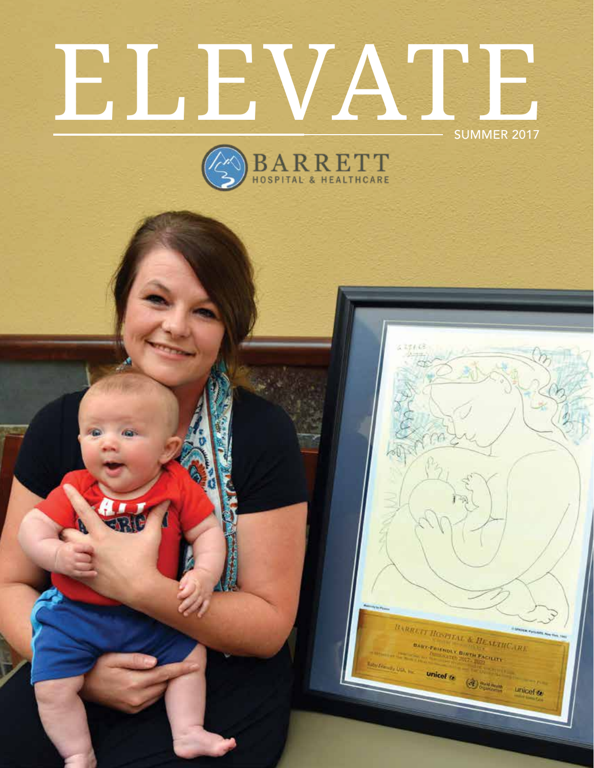# ELEVATE

SUMMER 2017

BARRETT HOSPITAL & HEALTHCARE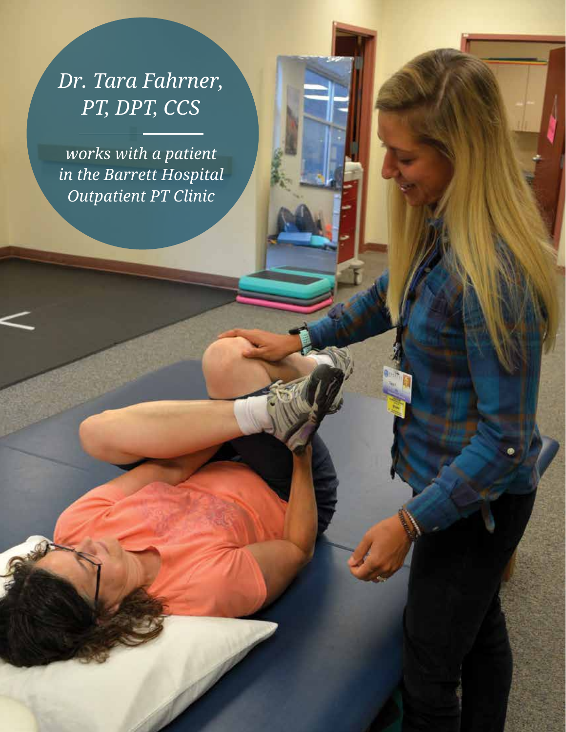*Dr. Tara Fahrner, PT, DPT, CCS*

*works with a patient in the Barrett Hospital Outpatient PT Clinic*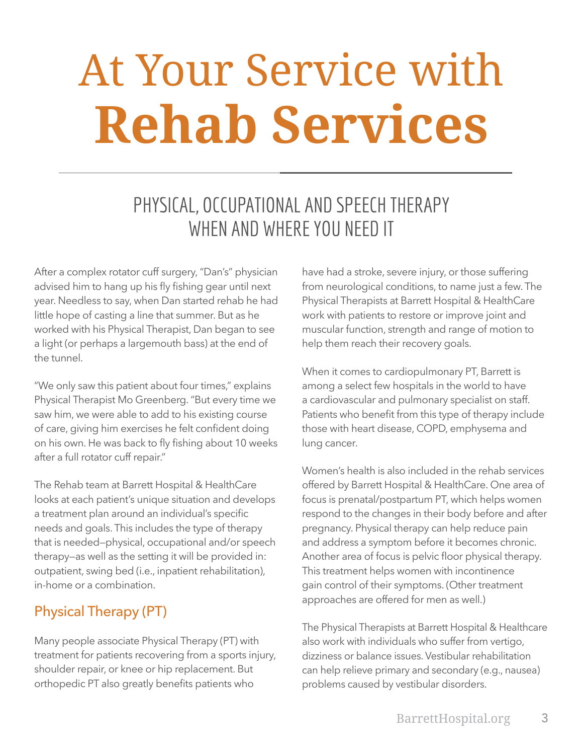# At Your Service with **Rehab Services**

## PHYSICAL, OCCUPATIONAL AND SPEECH THERAPY WHEN AND WHERE YOU NEED IT

After a complex rotator cuff surgery, "Dan's" physician advised him to hang up his fly fishing gear until next year. Needless to say, when Dan started rehab he had little hope of casting a line that summer. But as he worked with his Physical Therapist, Dan began to see a light (or perhaps a largemouth bass) at the end of the tunnel.

"We only saw this patient about four times," explains Physical Therapist Mo Greenberg. "But every time we saw him, we were able to add to his existing course of care, giving him exercises he felt confident doing on his own. He was back to fly fishing about 10 weeks after a full rotator cuff repair."

The Rehab team at Barrett Hospital & HealthCare looks at each patient's unique situation and develops a treatment plan around an individual's specific needs and goals. This includes the type of therapy that is needed—physical, occupational and/or speech therapy—as well as the setting it will be provided in: outpatient, swing bed (i.e., inpatient rehabilitation), in-home or a combination.

### Physical Therapy (PT)

Many people associate Physical Therapy (PT) with treatment for patients recovering from a sports injury, shoulder repair, or knee or hip replacement. But orthopedic PT also greatly benefits patients who have had a stroke, severe injury, or those suffering from neurological conditions, to name just a few. The Physical Therapists at Barrett Hospital & HealthCare work with patients to restore or improve joint and muscular function, strength and range of motion to help them reach their recovery goals.

When it comes to cardiopulmonary PT, Barrett is among a select few hospitals in the world to have a cardiovascular and pulmonary specialist on staff. Patients who benefit from this type of therapy include those with heart disease, COPD, emphysema and lung cancer.

Women's health is also included in the rehab services offered by Barrett Hospital & HealthCare. One area of focus is prenatal/postpartum PT, which helps women respond to the changes in their body before and after pregnancy. Physical therapy can help reduce pain and address a symptom before it becomes chronic. Another area of focus is pelvic floor physical therapy. This treatment helps women with incontinence gain control of their symptoms. (Other treatment approaches are offered for men as well.)

The Physical Therapists at Barrett Hospital & Healthcare also work with individuals who suffer from vertigo, dizziness or balance issues. Vestibular rehabilitation can help relieve primary and secondary (e.g., nausea) problems caused by vestibular disorders.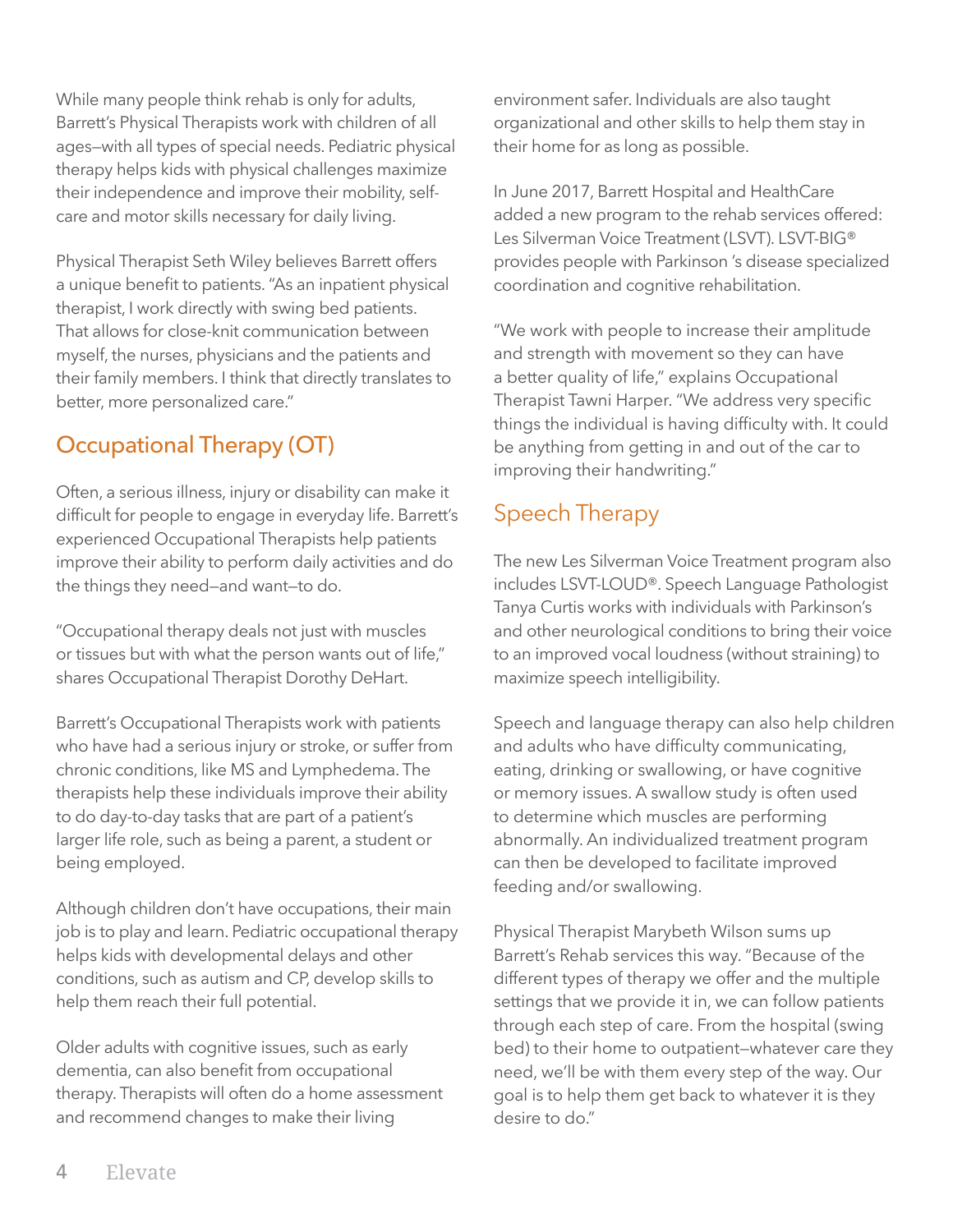While many people think rehab is only for adults, Barrett's Physical Therapists work with children of all ages—with all types of special needs. Pediatric physical therapy helps kids with physical challenges maximize their independence and improve their mobility, self-care and motor skills necessary for daily living.

Physical Therapist Seth Wiley believes Barrett offers a unique benefit to patients. "As an inpatient physical therapist, I work directly with swing bed patients. That allows for close-knit communication between myself, the nurses, physicians and the patients and their family members. I think that directly translates to better, more personalized care."

## Occupational Therapy (OT)

Often, a serious illness, injury or disability can make it difficult for people to engage in everyday life. Barrett's experienced Occupational Therapists help patients improve their ability to perform daily activities and do the things they need—and want—to do.

"Occupational therapy deals not just with muscles or tissues but with what the person wants out of life," shares Occupational Therapist Dorothy DeHart.

Barrett's Occupational Therapists work with patients who have had a serious injury or stroke, or suffer from chronic conditions, like MS and Lymphedema. The therapists help these individuals improve their ability to do day-to-day tasks that are part of a patient's larger life role, such as being a parent, a student or being employed.

Although children don't have occupations, their main job is to play and learn. Pediatric occupational therapy helps kids with developmental delays and other conditions, such as autism and CP, develop skills to help them reach their full potential.

Older adults with cognitive issues, such as early dementia, can also benefit from occupational therapy. Therapists will often do a home assessment and recommend changes to make their living environment safer. Individuals are also taught organizational and other skills to help them stay in their home for as long as possible.

In June 2017, Barrett Hospital and HealthCare added a new program to the rehab services offered: Les Silverman Voice Treatment (LSVT). LSVT-BIG® provides people with Parkinson 's disease specialized coordination and cognitive rehabilitation.

"We work with people to increase their amplitude and strength with movement so they can have a better quality of life," explains Occupational Therapist Tawni Harper. "We address very specific things the individual is having difficulty with. It could be anything from getting in and out of the car to improving their handwriting."

## Speech Therapy

The new Les Silverman Voice Treatment program also includes LSVT-LOUD®. Speech Language Pathologist Tanya Curtis works with individuals with Parkinson's and other neurological conditions to bring their voice to an improved vocal loudness (without straining) to maximize speech intelligibility.

Speech and language therapy can also help children and adults who have difficulty communicating, eating, drinking or swallowing, or have cognitive or memory issues. A swallow study is often used to determine which muscles are performing abnormally. An individualized treatment program can then be developed to facilitate improved feeding and/or swallowing.

Physical Therapist Marybeth Wilson sums up Barrett's Rehab services this way. "Because of the different types of therapy we offer and the multiple settings that we provide it in, we can follow patients through each step of care. From the hospital (swing bed) to their home to outpatient—whatever care they need, we'll be with them every step of the way. Our goal is to help them get back to whatever it is they desire to do."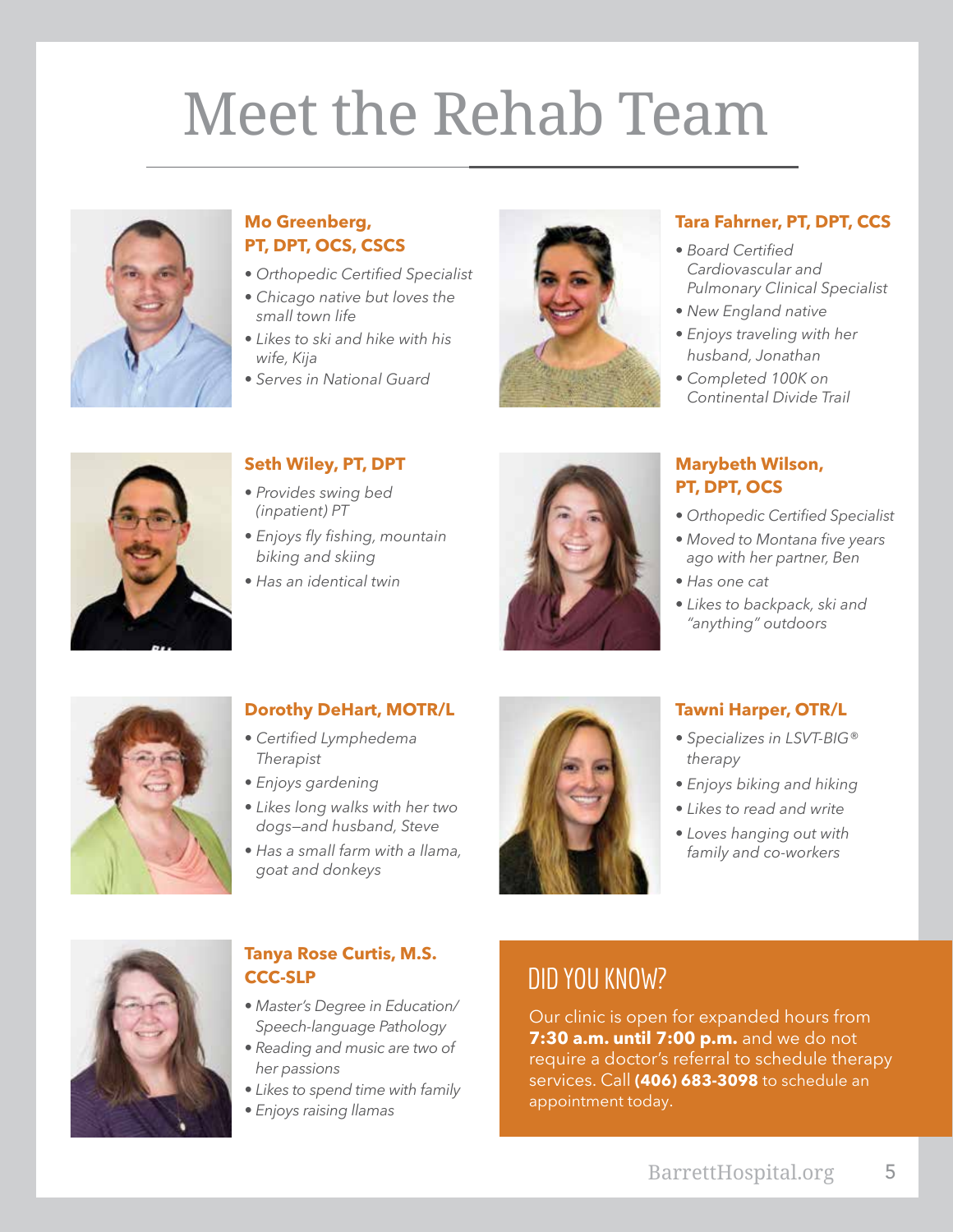# Meet the Rehab Team

### Mo Greenberg, PT, DPT, OCS, CSCS

- *Orthopedic Certified Specialist*
- *Chicago native but loves the small town life*
- *Likes to ski and hike with his wife, Kija*
- *Serves in National Guard*

### Tara Fahrner, PT, DPT, CCS

- *Board Certified Cardiovascular and Pulmonary Clinical Specialist*
- *New England native*
- *Enjoys traveling with her husband, Jonathan*
- *Completed 100K on Continental Divide Trail*

### Seth Wiley, PT, DPT

- *Provides swing bed (inpatient) PT*
- *Enjoys fly fishing, mountain biking and skiing*
- *Has an identical twin*

### Marybeth Wilson, PT, DPT, OCS

- *Orthopedic Certified Specialist*
- *Moved to Montana five years ago with her partner, Ben*
- *Has one cat*
- *Likes to backpack, ski and "anything" outdoors*

### Dorothy DeHart, MOTR/L

- *Certified Lymphedema Therapist*
- *Enjoys gardening*
- *Likes long walks with her two dogs—and husband, Steve*
- *Has a small farm with a llama, goat and donkeys*

### Tawni Harper, OTR/L

- *Specializes in LSVT-BIG® therapy*
- *Enjoys biking and hiking*
- *Likes to read and write*
- *Loves hanging out with family and co-workers*

### Tanya Rose Curtis, M.S. CCC-SLP

- *Master's Degree in Education/ Speech-language Pathology*
- *Reading and music are two of her passions*
- *Likes to spend time with family*
- *Enjoys raising llamas*

## DID YOU KNOW?

Our clinic is open for expanded hours from **7:30 a.m. until 7:00 p.m.** and we do not require a doctor's referral to schedule therapy services. Call **(406) 683-3098** to schedule an appointment today.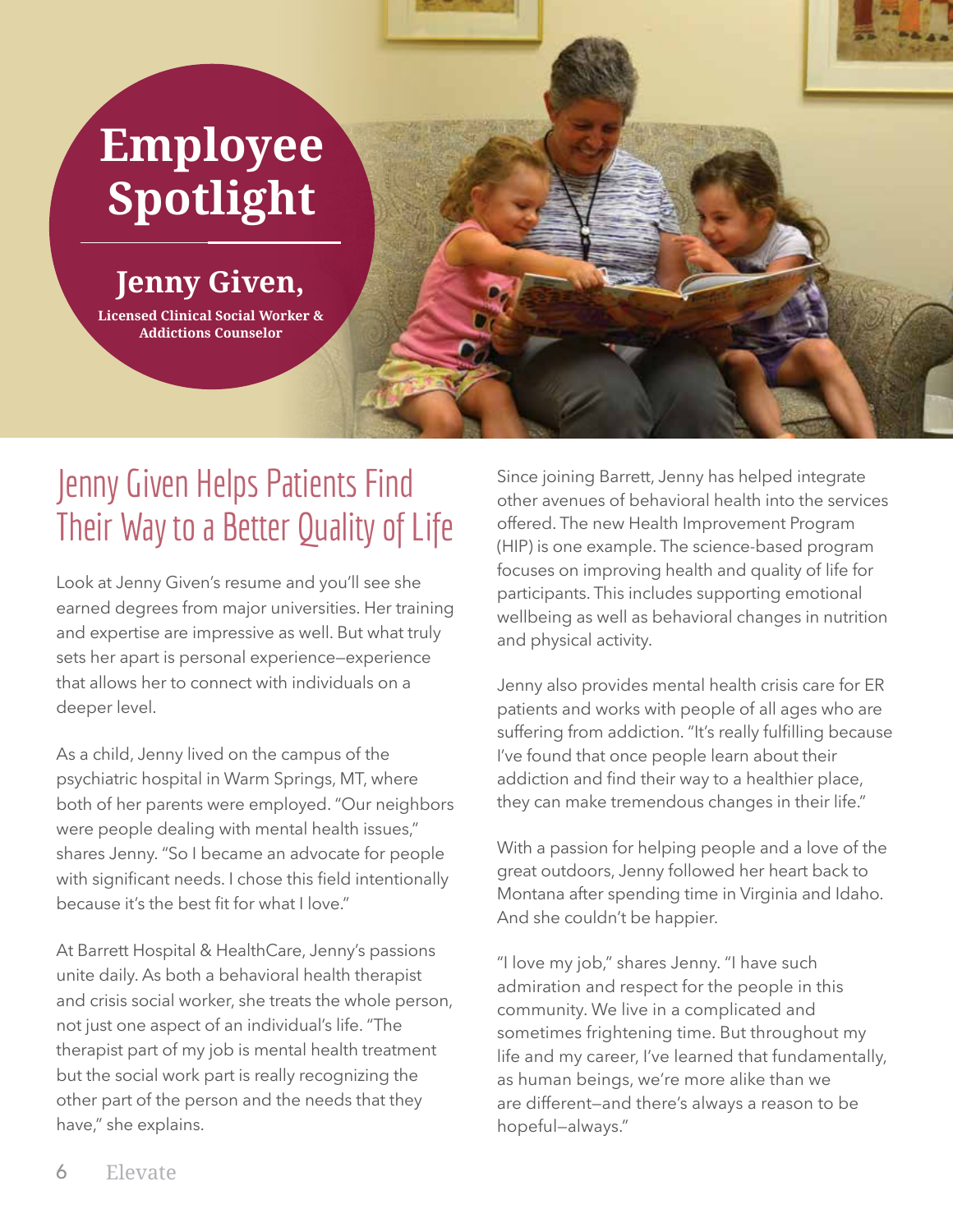# Employee Spotlight

## Jenny Given,

**Licensed Clinical Social Worker & Addictions Counselor**

## Jenny Given Helps Patients Find Their Way to a Better Quality of Life

Look at Jenny Given's resume and you'll see she earned degrees from major universities. Her training and expertise are impressive as well. But what truly sets her apart is personal experience—experience that allows her to connect with individuals on a deeper level.

As a child, Jenny lived on the campus of the psychiatric hospital in Warm Springs, MT, where both of her parents were employed. "Our neighbors were people dealing with mental health issues," shares Jenny. "So I became an advocate for people with significant needs. I chose this field intentionally because it's the best fit for what I love."

At Barrett Hospital & HealthCare, Jenny's passions unite daily. As both a behavioral health therapist and crisis social worker, she treats the whole person, not just one aspect of an individual's life. "The therapist part of my job is mental health treatment but the social work part is really recognizing the other part of the person and the needs that they have," she explains.

Since joining Barrett, Jenny has helped integrate other avenues of behavioral health into the services offered. The new Health Improvement Program (HIP) is one example. The science-based program focuses on improving health and quality of life for participants. This includes supporting emotional wellbeing as well as behavioral changes in nutrition and physical activity.

Jenny also provides mental health crisis care for ER patients and works with people of all ages who are suffering from addiction. "It's really fulfilling because I've found that once people learn about their addiction and find their way to a healthier place, they can make tremendous changes in their life."

With a passion for helping people and a love of the great outdoors, Jenny followed her heart back to Montana after spending time in Virginia and Idaho. And she couldn't be happier.

"I love my job," shares Jenny. "I have such admiration and respect for the people in this community. We live in a complicated and sometimes frightening time. But throughout my life and my career, I've learned that fundamentally, as human beings, we're more alike than we are different—and there's always a reason to be hopeful—always."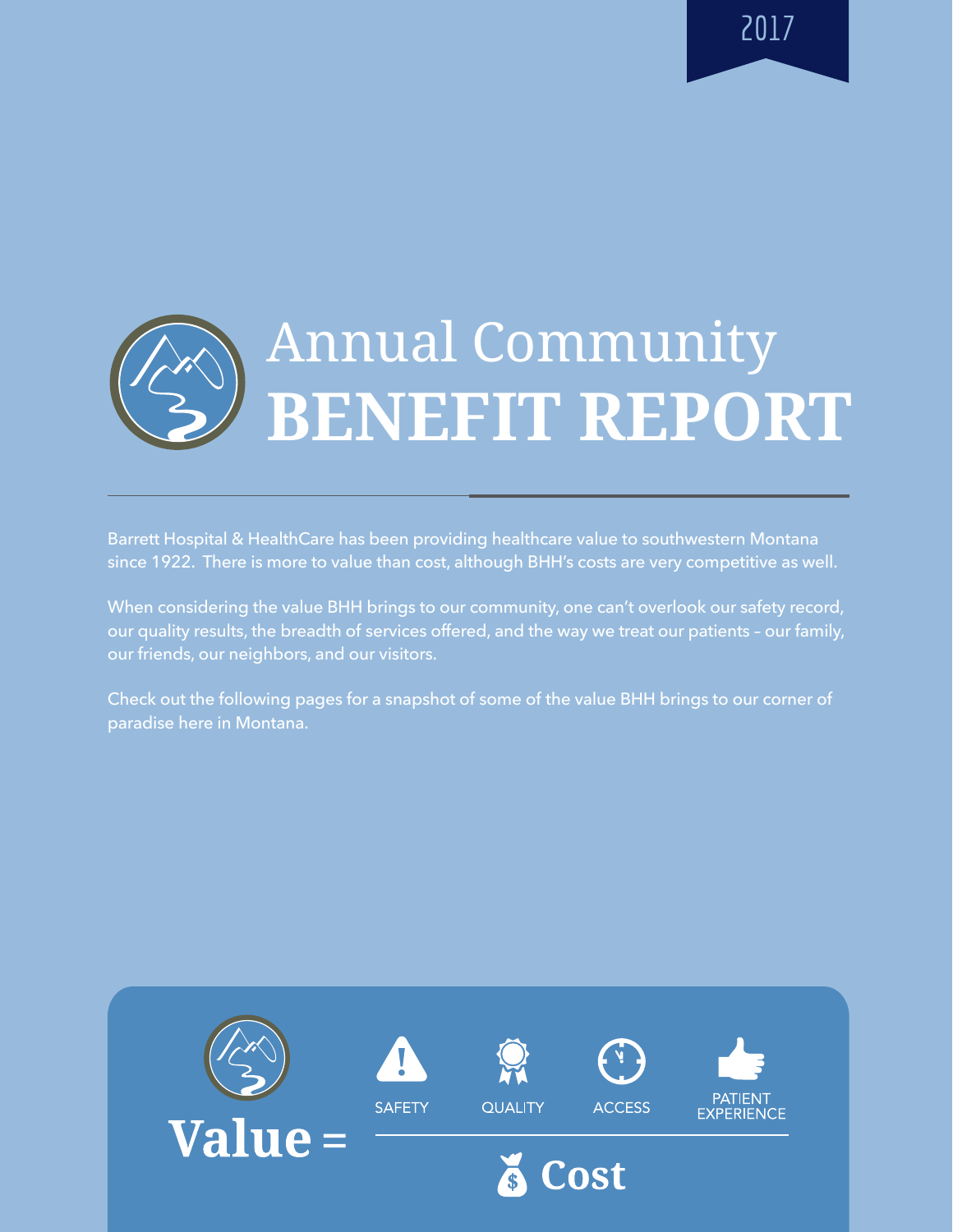2017

# Annual Community **BENEFIT REPORT**

Barrett Hospital & HealthCare has been providing healthcare value to southwestern Montana since 1922. There is more to value than cost, although BHH's costs are very competitive as well.

When considering the value BHH brings to our community, one can't overlook our safety record, our quality results, the breadth of services offered, and the way we treat our patients – our family, our friends, our neighbors, and our visitors.

Check out the following pages for a snapshot of some of the value BHH brings to our corner of paradise here in Montana.

**Value** = (SAFETY, QUALITY, ACCESS, PATIENT EXPERIENCE) / **Cost**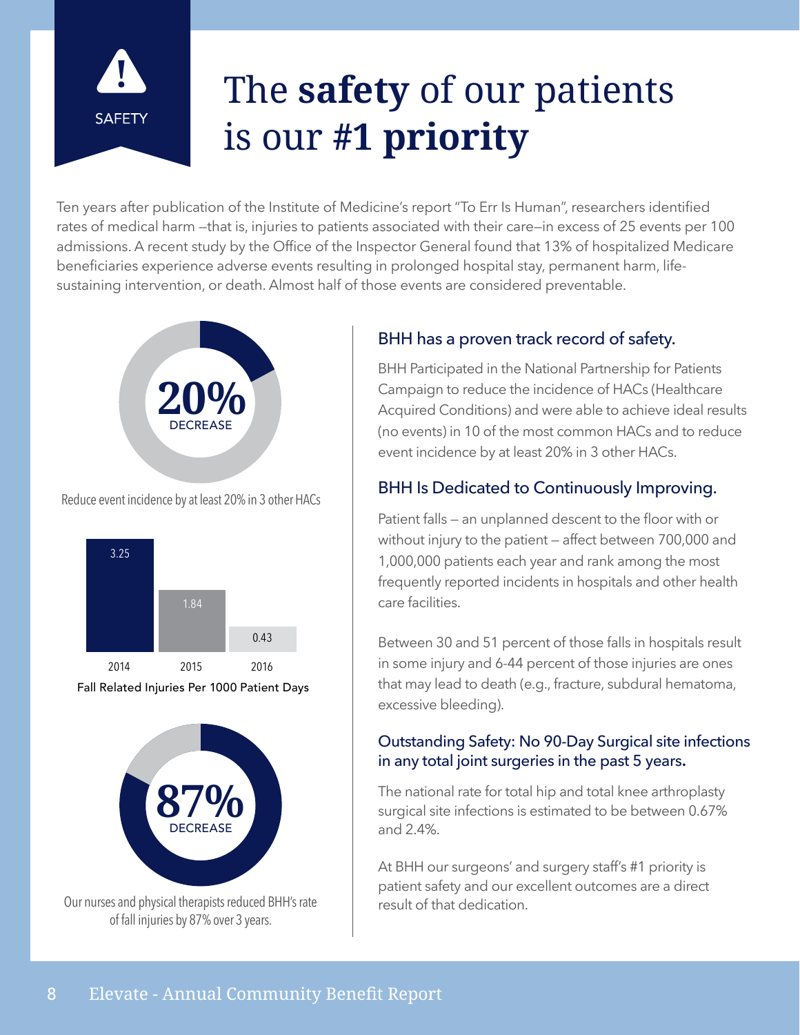SAFETY

# The **safety** of our patients is our **#1 priority**

Ten years after publication of the Institute of Medicine's report "To Err Is Human", researchers identified rates of medical harm —that is, injuries to patients associated with their care—in excess of 25 events per 100 admissions. A recent study by the Office of the Inspector General found that 13% of hospitalized Medicare beneficiaries experience adverse events resulting in prolonged hospital stay, permanent harm, life-sustaining intervention, or death. Almost half of those events are considered preventable.

**20%** DECREASE

Reduce event incidence by at least 20% in 3 other HACs

| 2014 | 2015 | 2016 |
|---|---|---|
| 3.25 | 1.84 | 0.43 |

Fall Related Injuries Per 1000 Patient Days

**87%** DECREASE

Our nurses and physical therapists reduced BHH's rate of fall injuries by 87% over 3 years.

## BHH has a proven track record of safety.

BHH Participated in the National Partnership for Patients Campaign to reduce the incidence of HACs (Healthcare Acquired Conditions) and were able to achieve ideal results (no events) in 10 of the most common HACs and to reduce event incidence by at least 20% in 3 other HACs.

## BHH Is Dedicated to Continuously Improving.

Patient falls – an unplanned descent to the floor with or without injury to the patient – affect between 700,000 and 1,000,000 patients each year and rank among the most frequently reported incidents in hospitals and other health care facilities.

Between 30 and 51 percent of those falls in hospitals result in some injury and 6-44 percent of those injuries are ones that may lead to death (e.g., fracture, subdural hematoma, excessive bleeding).

## Outstanding Safety: No 90-Day Surgical site infections in any total joint surgeries in the past 5 years.

The national rate for total hip and total knee arthroplasty surgical site infections is estimated to be between 0.67% and 2.4%.

At BHH our surgeons' and surgery staff's #1 priority is patient safety and our excellent outcomes are a direct result of that dedication.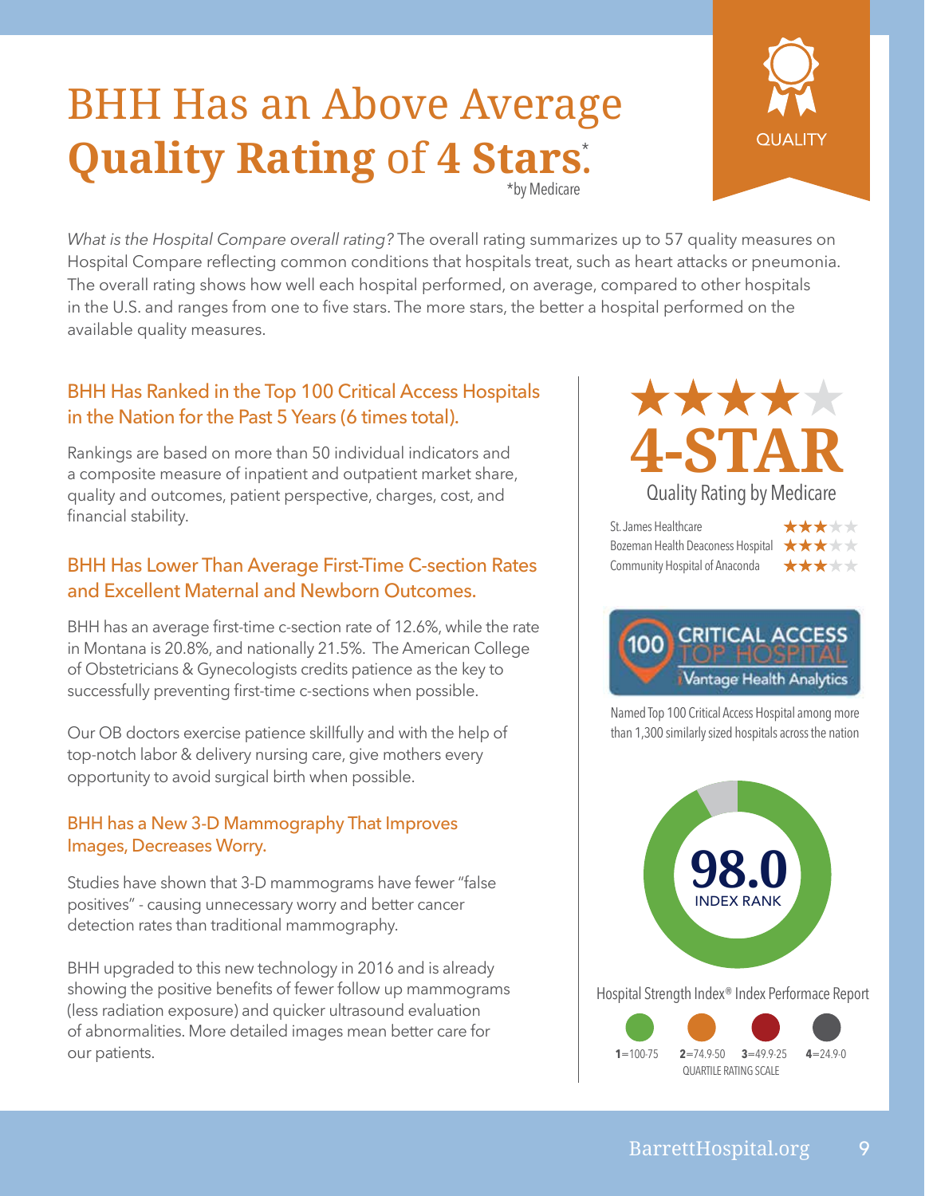# BHH Has an Above Average **Quality Rating** of 4 **Stars**.*

*by Medicare

QUALITY

*What is the Hospital Compare overall rating?* The overall rating summarizes up to 57 quality measures on Hospital Compare reflecting common conditions that hospitals treat, such as heart attacks or pneumonia. The overall rating shows how well each hospital performed, on average, compared to other hospitals in the U.S. and ranges from one to five stars. The more stars, the better a hospital performed on the available quality measures.

### BHH Has Ranked in the Top 100 Critical Access Hospitals in the Nation for the Past 5 Years (6 times total).

Rankings are based on more than 50 individual indicators and a composite measure of inpatient and outpatient market share, quality and outcomes, patient perspective, charges, cost, and financial stability.

### BHH Has Lower Than Average First-Time C-section Rates and Excellent Maternal and Newborn Outcomes.

BHH has an average first-time c-section rate of 12.6%, while the rate in Montana is 20.8%, and nationally 21.5%. The American College of Obstetricians & Gynecologists credits patience as the key to successfully preventing first-time c-sections when possible.

Our OB doctors exercise patience skillfully and with the help of top-notch labor & delivery nursing care, give mothers every opportunity to avoid surgical birth when possible.

### BHH has a New 3-D Mammography That Improves Images, Decreases Worry.

Studies have shown that 3-D mammograms have fewer "false positives" - causing unnecessary worry and better cancer detection rates than traditional mammography.

BHH upgraded to this new technology in 2016 and is already showing the positive benefits of fewer follow up mammograms (less radiation exposure) and quicker ultrasound evaluation of abnormalities. More detailed images mean better care for our patients.

★★★★☆

**4-STAR**

Quality Rating by Medicare

| Hospital | Rating |
| --- | --- |
| St. James Healthcare | ★★★☆☆ |
| Bozeman Health Deaconess Hospital | ★★★☆☆ |
| Community Hospital of Anaconda | ★★★☆☆ |

100 CRITICAL ACCESS TOP HOSPITAL — iVantage Health Analytics

Named Top 100 Critical Access Hospital among more than 1,300 similarly sized hospitals across the nation

**98.0** INDEX RANK

Hospital Strength Index® Index Performace Report

**1**=100-75 **2**=74.9-50 **3**=49.9-25 **4**=24.9-0

QUARTILE RATING SCALE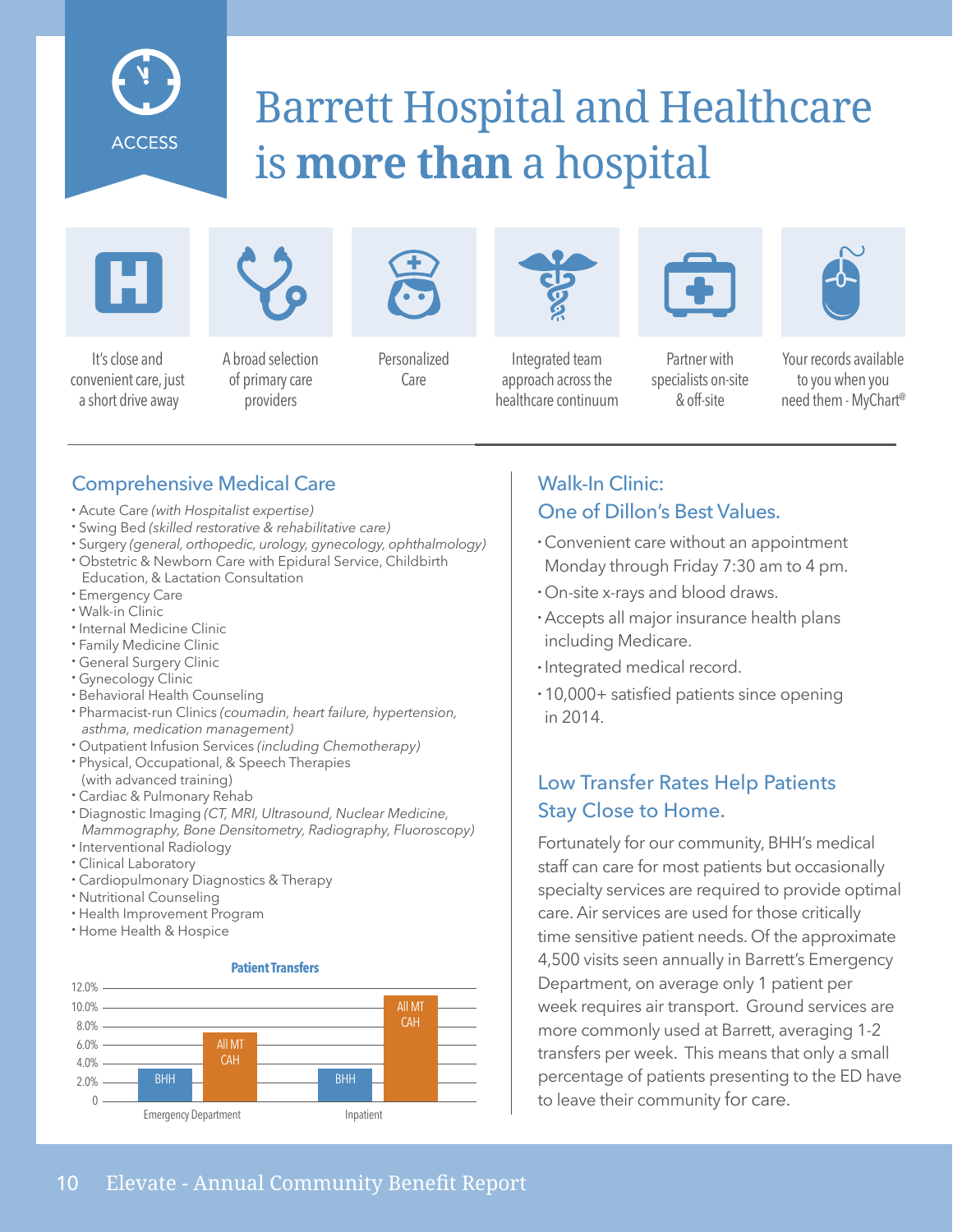ACCESS

# Barrett Hospital and Healthcare is **more than** a hospital

- It's close and convenient care, just a short drive away
- A broad selection of primary care providers
- Personalized Care
- Integrated team approach across the healthcare continuum
- Partner with specialists on-site & off-site
- Your records available to you when you need them - MyChart®

## Comprehensive Medical Care

- Acute Care *(with Hospitalist expertise)*
- Swing Bed *(skilled restorative & rehabilitative care)*
- Surgery *(general, orthopedic, urology, gynecology, ophthalmology)*
- Obstetric & Newborn Care with Epidural Service, Childbirth Education, & Lactation Consultation
- Emergency Care
- Walk-in Clinic
- Internal Medicine Clinic
- Family Medicine Clinic
- General Surgery Clinic
- Gynecology Clinic
- Behavioral Health Counseling
- Pharmacist-run Clinics *(coumadin, heart failure, hypertension, asthma, medication management)*
- Outpatient Infusion Services *(including Chemotherapy)*
- Physical, Occupational, & Speech Therapies (with advanced training)
- Cardiac & Pulmonary Rehab
- Diagnostic Imaging *(CT, MRI, Ultrasound, Nuclear Medicine, Mammography, Bone Densitometry, Radiography, Fluoroscopy)*
- Interventional Radiology
- Clinical Laboratory
- Cardiopulmonary Diagnostics & Therapy
- Nutritional Counseling
- Health Improvement Program
- Home Health & Hospice

**Patient Transfers**

| | BHH | All MT CAH |
|---|---|---|
| Emergency Department | ~3.5% | ~7.5% |
| Inpatient | ~3.5% | ~11% |

## Walk-In Clinic: One of Dillon's Best Values.

- Convenient care without an appointment Monday through Friday 7:30 am to 4 pm.
- On-site x-rays and blood draws.
- Accepts all major insurance health plans including Medicare.
- Integrated medical record.
- 10,000+ satisfied patients since opening in 2014.

## Low Transfer Rates Help Patients Stay Close to Home.

Fortunately for our community, BHH's medical staff can care for most patients but occasionally specialty services are required to provide optimal care. Air services are used for those critically time sensitive patient needs. Of the approximate 4,500 visits seen annually in Barrett's Emergency Department, on average only 1 patient per week requires air transport. Ground services are more commonly used at Barrett, averaging 1-2 transfers per week. This means that only a small percentage of patients presenting to the ED have to leave their community for care.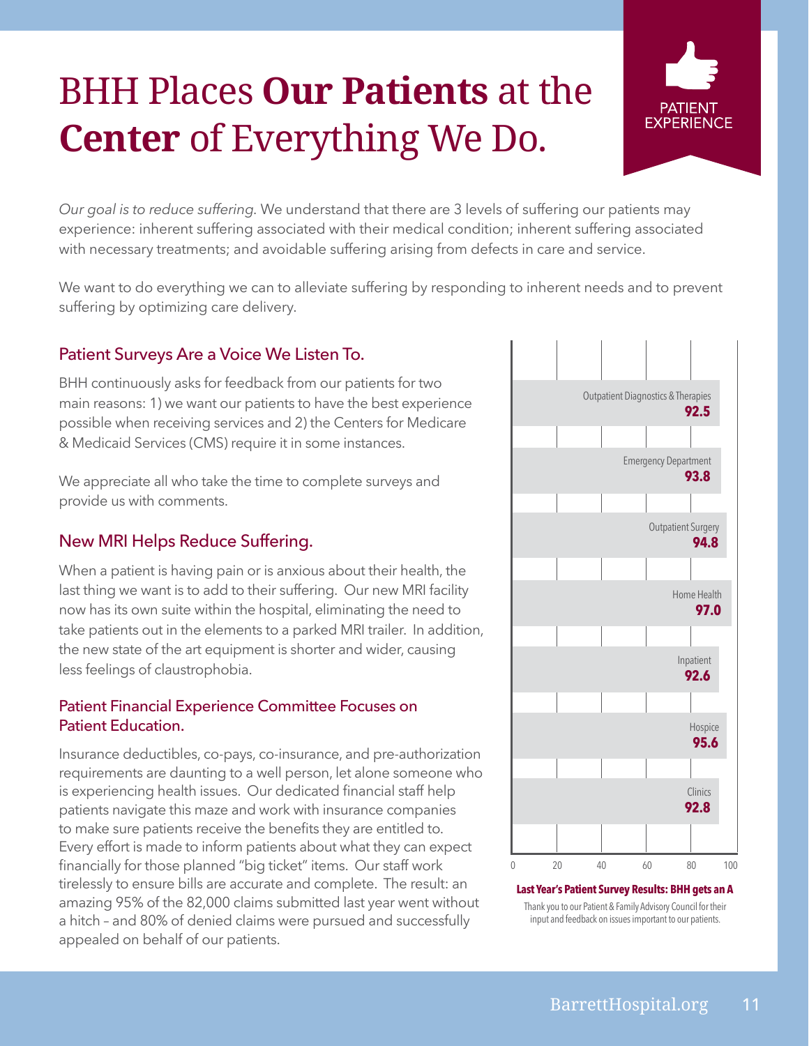# BHH Places **Our Patients** at the **Center** of Everything We Do.

PATIENT EXPERIENCE

*Our goal is to reduce suffering.* We understand that there are 3 levels of suffering our patients may experience: inherent suffering associated with their medical condition; inherent suffering associated with necessary treatments; and avoidable suffering arising from defects in care and service.

We want to do everything we can to alleviate suffering by responding to inherent needs and to prevent suffering by optimizing care delivery.

## Patient Surveys Are a Voice We Listen To.

BHH continuously asks for feedback from our patients for two main reasons: 1) we want our patients to have the best experience possible when receiving services and 2) the Centers for Medicare & Medicaid Services (CMS) require it in some instances.

We appreciate all who take the time to complete surveys and provide us with comments.

## New MRI Helps Reduce Suffering.

When a patient is having pain or is anxious about their health, the last thing we want is to add to their suffering. Our new MRI facility now has its own suite within the hospital, eliminating the need to take patients out in the elements to a parked MRI trailer. In addition, the new state of the art equipment is shorter and wider, causing less feelings of claustrophobia.

## Patient Financial Experience Committee Focuses on Patient Education.

Insurance deductibles, co-pays, co-insurance, and pre-authorization requirements are daunting to a well person, let alone someone who is experiencing health issues. Our dedicated financial staff help patients navigate this maze and work with insurance companies to make sure patients receive the benefits they are entitled to. Every effort is made to inform patients about what they can expect financially for those planned "big ticket" items. Our staff work tirelessly to ensure bills are accurate and complete. The result: an amazing 95% of the 82,000 claims submitted last year went without a hitch – and 80% of denied claims were pursued and successfully appealed on behalf of our patients.

| Department | Score |
|---|---|
| Outpatient Diagnostics & Therapies | 92.5 |
| Emergency Department | 93.8 |
| Outpatient Surgery | 94.8 |
| Home Health | 97.0 |
| Inpatient | 92.6 |
| Hospice | 95.6 |
| Clinics | 92.8 |

**Last Year's Patient Survey Results: BHH gets an A**

Thank you to our Patient & Family Advisory Council for their input and feedback on issues important to our patients.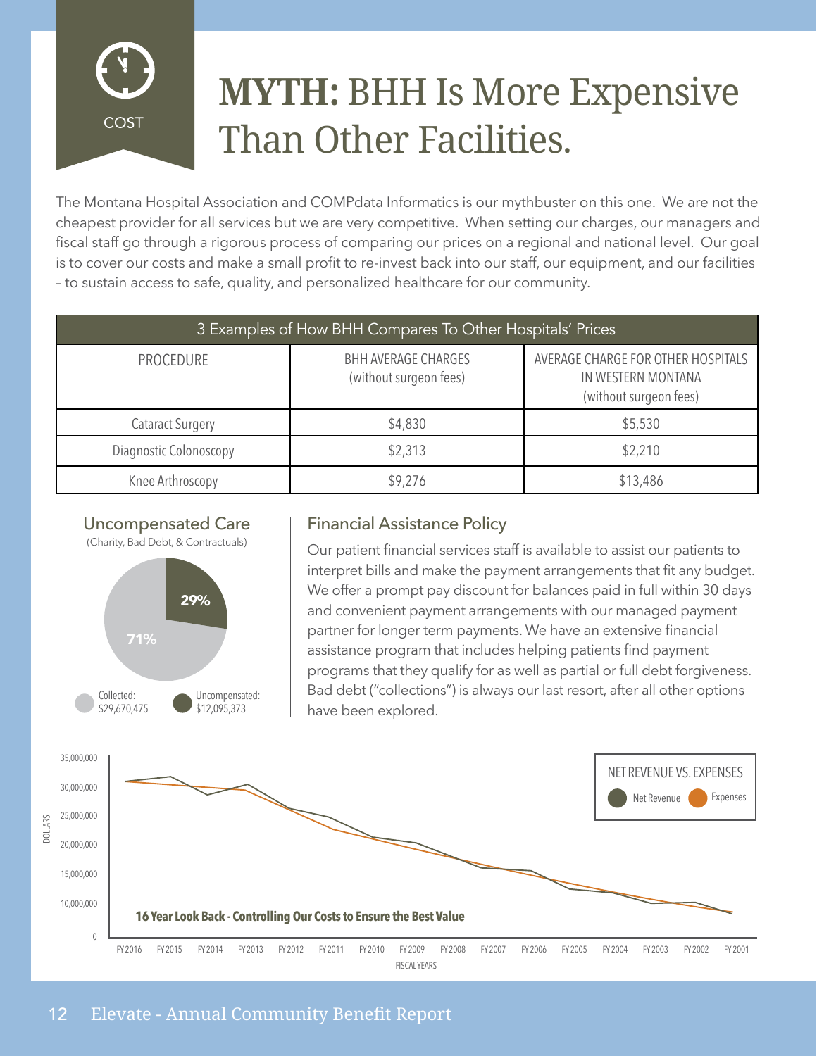COST

# **MYTH:** BHH Is More Expensive Than Other Facilities.

The Montana Hospital Association and COMPdata Informatics is our mythbuster on this one. We are not the cheapest provider for all services but we are very competitive. When setting our charges, our managers and fiscal staff go through a rigorous process of comparing our prices on a regional and national level. Our goal is to cover our costs and make a small profit to re-invest back into our staff, our equipment, and our facilities – to sustain access to safe, quality, and personalized healthcare for our community.

| 3 Examples of How BHH Compares To Other Hospitals' Prices | | |
|---|---|---|
| PROCEDURE | BHH AVERAGE CHARGES (without surgeon fees) | AVERAGE CHARGE FOR OTHER HOSPITALS IN WESTERN MONTANA (without surgeon fees) |
| Cataract Surgery | $4,830 | $5,530 |
| Diagnostic Colonoscopy | $2,313 | $2,210 |
| Knee Arthroscopy | $9,276 | $13,486 |

## Uncompensated Care

(Charity, Bad Debt, & Contractuals)

- 71% — Collected: $29,670,475
- 29% — Uncompensated: $12,095,373

## Financial Assistance Policy

Our patient financial services staff is available to assist our patients to interpret bills and make the payment arrangements that fit any budget. We offer a prompt pay discount for balances paid in full within 30 days and convenient payment arrangements with our managed payment partner for longer term payments. We have an extensive financial assistance program that includes helping patients find payment programs that they qualify for as well as partial or full debt forgiveness. Bad debt ("collections") is always our last resort, after all other options have been explored.

**NET REVENUE VS. EXPENSES**

Net Revenue | Expenses

**16 Year Look Back - Controlling Our Costs to Ensure the Best Value**

DOLLARS: 0, 10,000,000, 15,000,000, 20,000,000, 25,000,000, 30,000,000, 35,000,000

FISCAL YEARS: FY 2016, FY 2015, FY 2014, FY 2013, FY 2012, FY 2011, FY 2010, FY 2009, FY 2008, FY 2007, FY 2006, FY 2005, FY 2004, FY 2003, FY 2002, FY 2001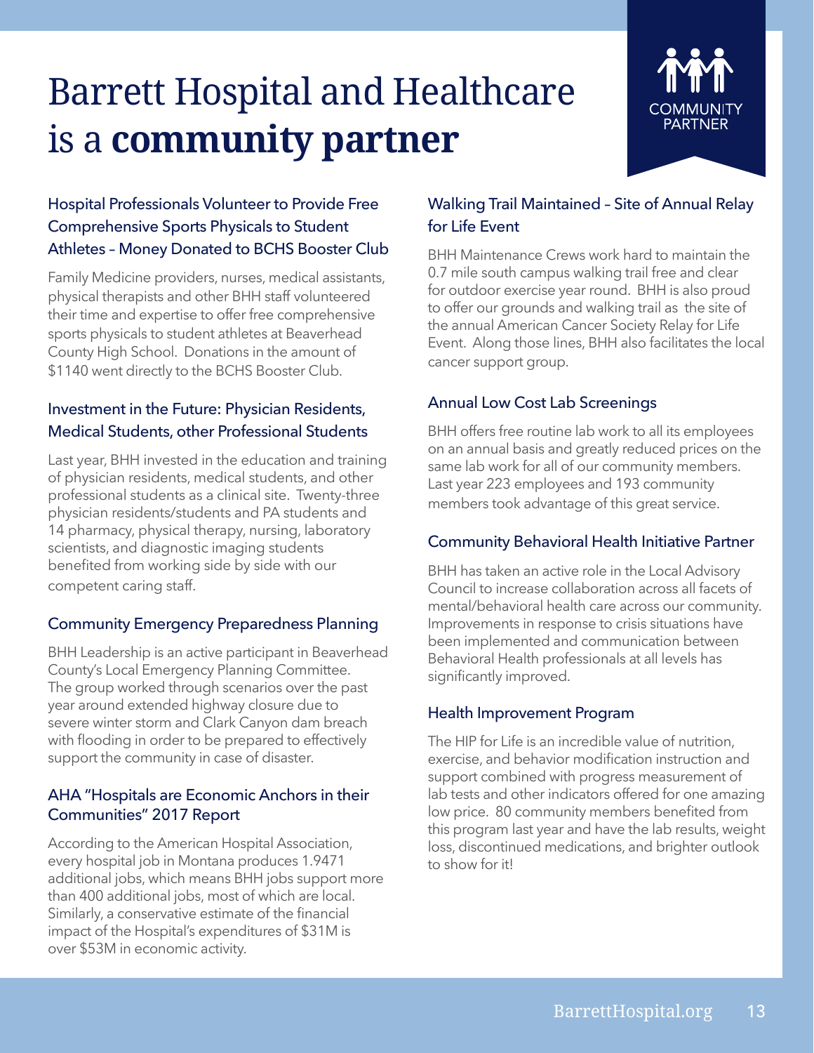# Barrett Hospital and Healthcare is a **community partner**

COMMUNITY PARTNER

### Hospital Professionals Volunteer to Provide Free Comprehensive Sports Physicals to Student Athletes – Money Donated to BCHS Booster Club

Family Medicine providers, nurses, medical assistants, physical therapists and other BHH staff volunteered their time and expertise to offer free comprehensive sports physicals to student athletes at Beaverhead County High School. Donations in the amount of $1140 went directly to the BCHS Booster Club.

### Investment in the Future: Physician Residents, Medical Students, other Professional Students

Last year, BHH invested in the education and training of physician residents, medical students, and other professional students as a clinical site. Twenty-three physician residents/students and PA students and 14 pharmacy, physical therapy, nursing, laboratory scientists, and diagnostic imaging students benefited from working side by side with our competent caring staff.

### Community Emergency Preparedness Planning

BHH Leadership is an active participant in Beaverhead County's Local Emergency Planning Committee. The group worked through scenarios over the past year around extended highway closure due to severe winter storm and Clark Canyon dam breach with flooding in order to be prepared to effectively support the community in case of disaster.

### AHA "Hospitals are Economic Anchors in their Communities" 2017 Report

According to the American Hospital Association, every hospital job in Montana produces 1.9471 additional jobs, which means BHH jobs support more than 400 additional jobs, most of which are local. Similarly, a conservative estimate of the financial impact of the Hospital's expenditures of $31M is over $53M in economic activity.

### Walking Trail Maintained – Site of Annual Relay for Life Event

BHH Maintenance Crews work hard to maintain the 0.7 mile south campus walking trail free and clear for outdoor exercise year round. BHH is also proud to offer our grounds and walking trail as the site of the annual American Cancer Society Relay for Life Event. Along those lines, BHH also facilitates the local cancer support group.

### Annual Low Cost Lab Screenings

BHH offers free routine lab work to all its employees on an annual basis and greatly reduced prices on the same lab work for all of our community members. Last year 223 employees and 193 community members took advantage of this great service.

### Community Behavioral Health Initiative Partner

BHH has taken an active role in the Local Advisory Council to increase collaboration across all facets of mental/behavioral health care across our community. Improvements in response to crisis situations have been implemented and communication between Behavioral Health professionals at all levels has significantly improved.

### Health Improvement Program

The HIP for Life is an incredible value of nutrition, exercise, and behavior modification instruction and support combined with progress measurement of lab tests and other indicators offered for one amazing low price. 80 community members benefited from this program last year and have the lab results, weight loss, discontinued medications, and brighter outlook to show for it!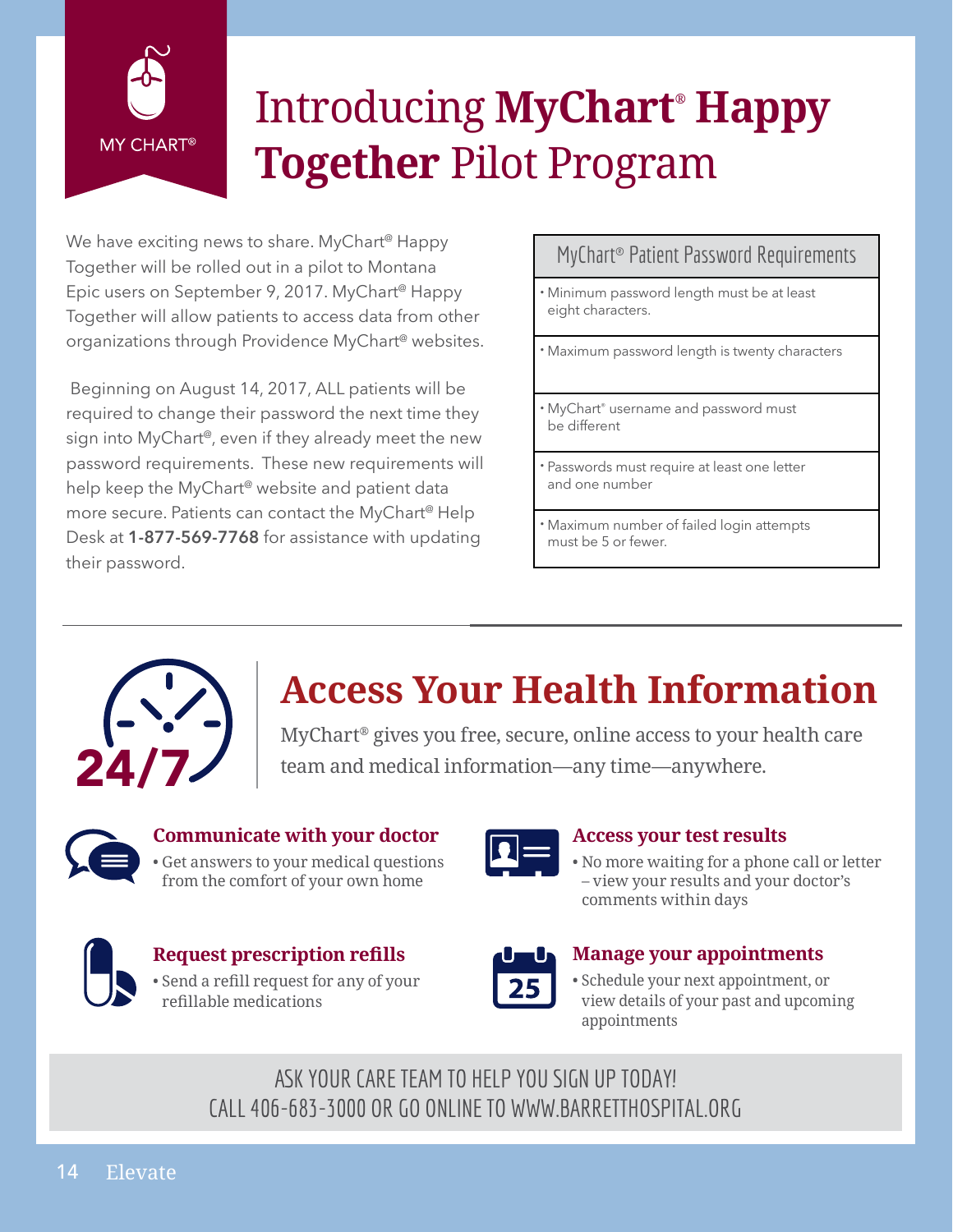MY CHART®

# Introducing **MyChart® Happy Together** Pilot Program

We have exciting news to share. MyChart® Happy Together will be rolled out in a pilot to Montana Epic users on September 9, 2017. MyChart® Happy Together will allow patients to access data from other organizations through Providence MyChart® websites.

Beginning on August 14, 2017, ALL patients will be required to change their password the next time they sign into MyChart®, even if they already meet the new password requirements. These new requirements will help keep the MyChart® website and patient data more secure. Patients can contact the MyChart® Help Desk at **1-877-569-7768** for assistance with updating their password.

| MyChart® Patient Password Requirements |
| --- |
| • Minimum password length must be at least eight characters. |
| • Maximum password length is twenty characters |
| • MyChart® username and password must be different |
| • Passwords must require at least one letter and one number |
| • Maximum number of failed login attempts must be 5 or fewer. |

24/7

## Access Your Health Information

MyChart® gives you free, secure, online access to your health care team and medical information—any time—anywhere.

### Communicate with your doctor

- Get answers to your medical questions from the comfort of your own home

### Access your test results

- No more waiting for a phone call or letter – view your results and your doctor's comments within days

### Request prescription refills

- Send a refill request for any of your refillable medications

### Manage your appointments

- Schedule your next appointment, or view details of your past and upcoming appointments

ASK YOUR CARE TEAM TO HELP YOU SIGN UP TODAY!
CALL 406-683-3000 OR GO ONLINE TO WWW.BARRETTHOSPITAL.ORG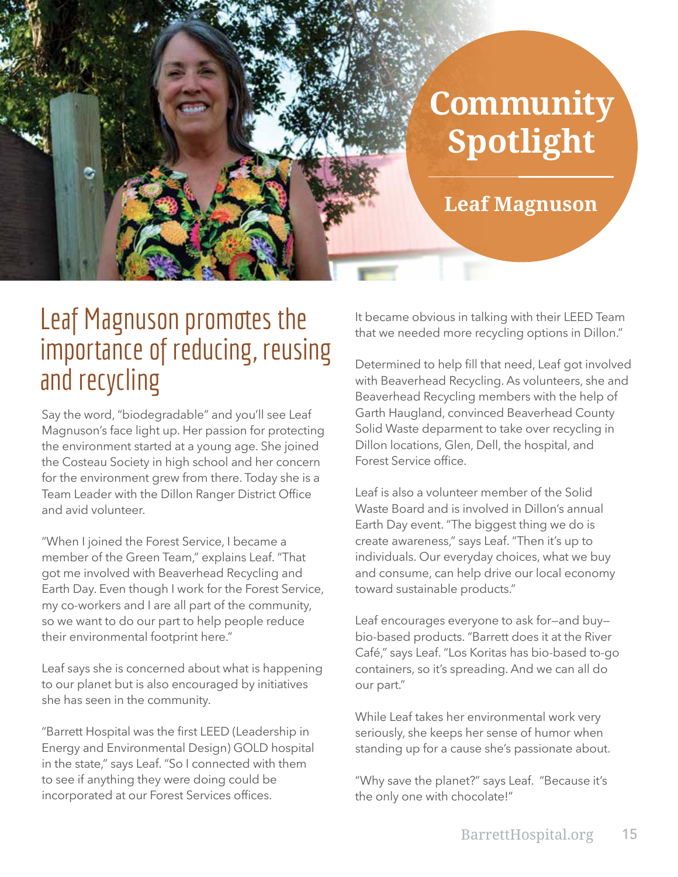# Community Spotlight

## Leaf Magnuson

## Leaf Magnuson promotes the importance of reducing, reusing and recycling

Say the word, "biodegradable" and you'll see Leaf Magnuson's face light up. Her passion for protecting the environment started at a young age. She joined the Costeau Society in high school and her concern for the environment grew from there. Today she is a Team Leader with the Dillon Ranger District Office and avid volunteer.

"When I joined the Forest Service, I became a member of the Green Team," explains Leaf. "That got me involved with Beaverhead Recycling and Earth Day. Even though I work for the Forest Service, my co-workers and I are all part of the community, so we want to do our part to help people reduce their environmental footprint here."

Leaf says she is concerned about what is happening to our planet but is also encouraged by initiatives she has seen in the community.

"Barrett Hospital was the first LEED (Leadership in Energy and Environmental Design) GOLD hospital in the state," says Leaf. "So I connected with them to see if anything they were doing could be incorporated at our Forest Services offices. It became obvious in talking with their LEED Team that we needed more recycling options in Dillon."

Determined to help fill that need, Leaf got involved with Beaverhead Recycling. As volunteers, she and Beaverhead Recycling members with the help of Garth Haugland, convinced Beaverhead County Solid Waste deparment to take over recycling in Dillon locations, Glen, Dell, the hospital, and Forest Service office.

Leaf is also a volunteer member of the Solid Waste Board and is involved in Dillon's annual Earth Day event. "The biggest thing we do is create awareness," says Leaf. "Then it's up to individuals. Our everyday choices, what we buy and consume, can help drive our local economy toward sustainable products."

Leaf encourages everyone to ask for—and buy—bio-based products. "Barrett does it at the River Café," says Leaf. "Los Koritas has bio-based to-go containers, so it's spreading. And we can all do our part."

While Leaf takes her environmental work very seriously, she keeps her sense of humor when standing up for a cause she's passionate about.

"Why save the planet?" says Leaf. "Because it's the only one with chocolate!"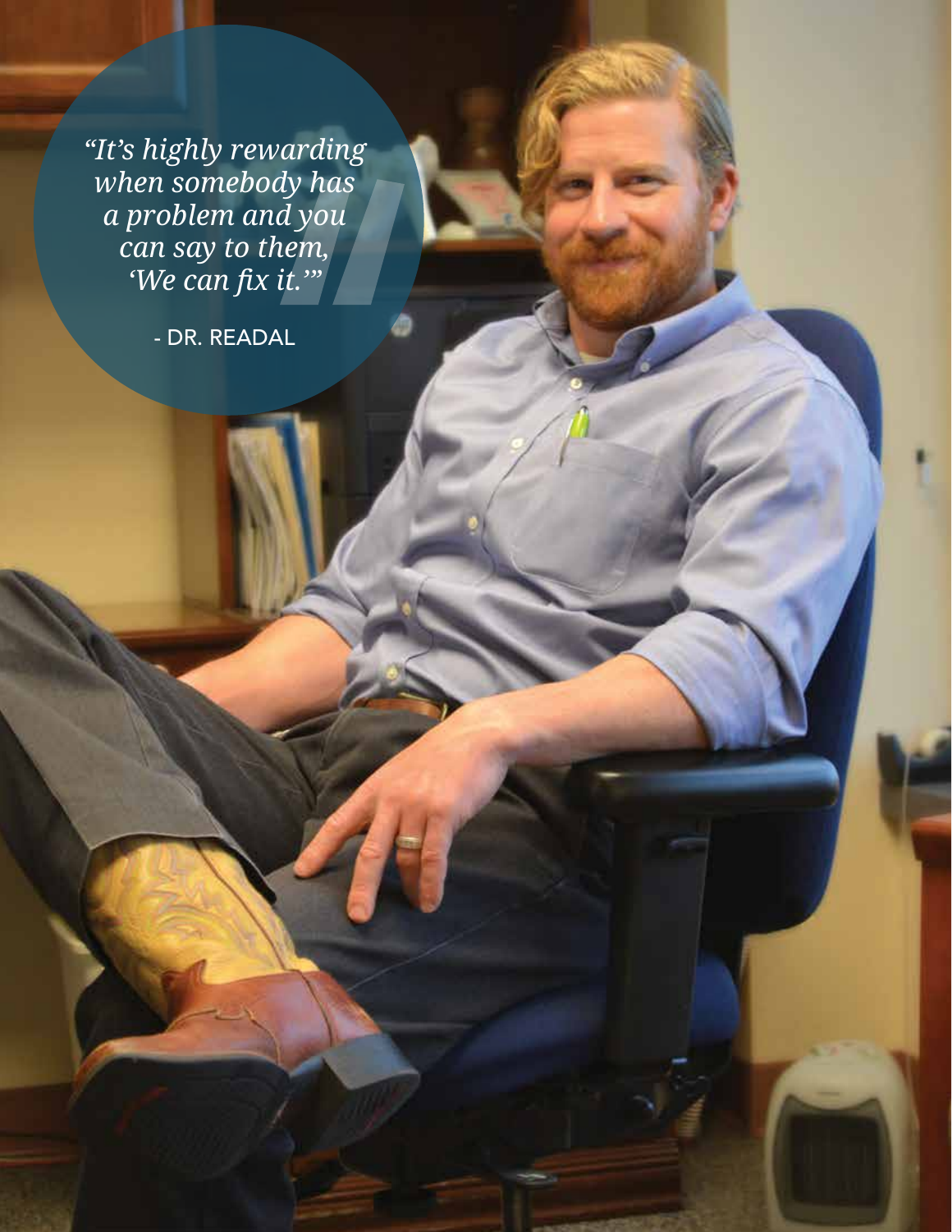*"It's highly rewarding when somebody has a problem and you can say to them, 'We can fix it.'"*

- DR. READAL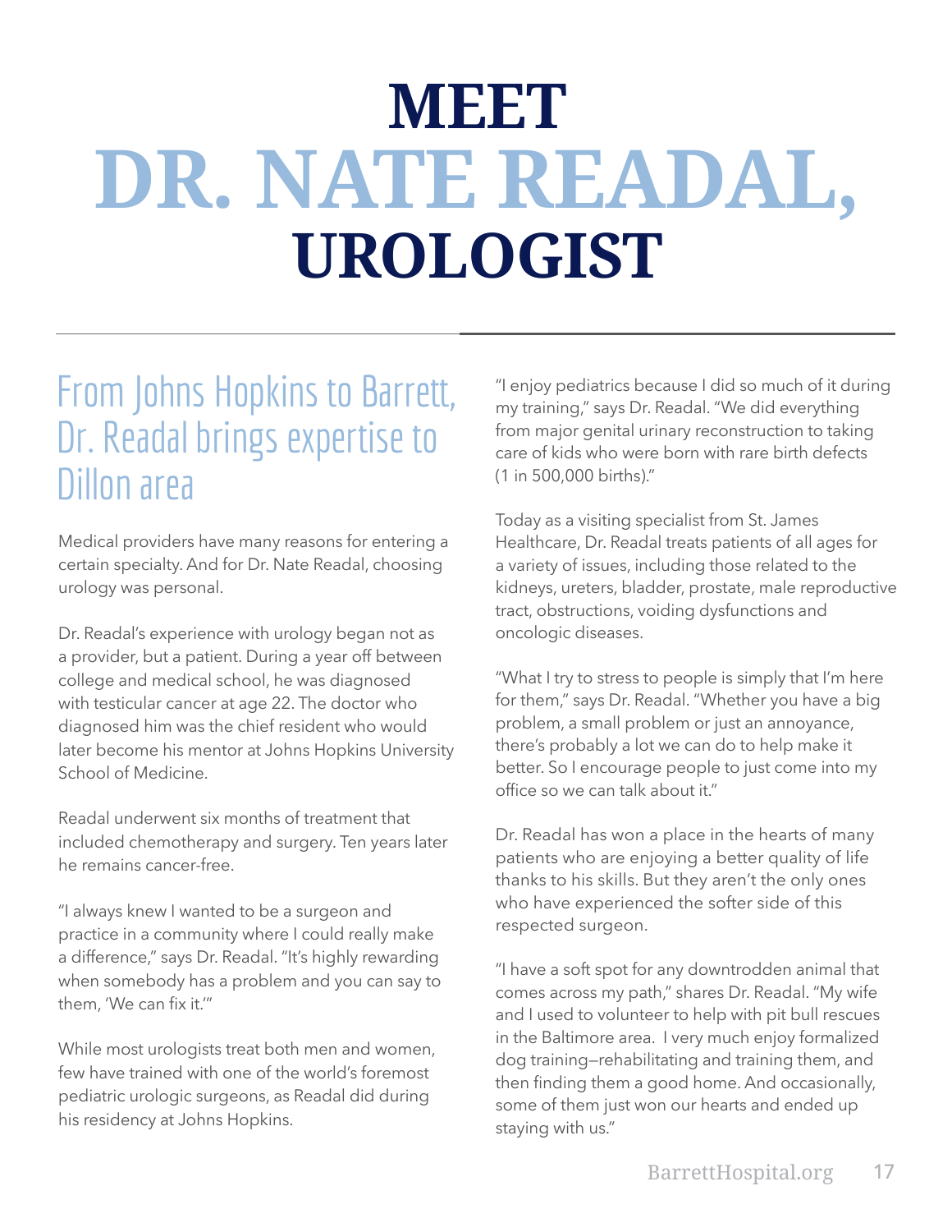# MEET DR. NATE READAL, UROLOGIST

## From Johns Hopkins to Barrett, Dr. Readal brings expertise to Dillon area

Medical providers have many reasons for entering a certain specialty. And for Dr. Nate Readal, choosing urology was personal.

Dr. Readal's experience with urology began not as a provider, but a patient. During a year off between college and medical school, he was diagnosed with testicular cancer at age 22. The doctor who diagnosed him was the chief resident who would later become his mentor at Johns Hopkins University School of Medicine.

Readal underwent six months of treatment that included chemotherapy and surgery. Ten years later he remains cancer-free.

"I always knew I wanted to be a surgeon and practice in a community where I could really make a difference," says Dr. Readal. "It's highly rewarding when somebody has a problem and you can say to them, 'We can fix it.'"

While most urologists treat both men and women, few have trained with one of the world's foremost pediatric urologic surgeons, as Readal did during his residency at Johns Hopkins.

"I enjoy pediatrics because I did so much of it during my training," says Dr. Readal. "We did everything from major genital urinary reconstruction to taking care of kids who were born with rare birth defects (1 in 500,000 births)."

Today as a visiting specialist from St. James Healthcare, Dr. Readal treats patients of all ages for a variety of issues, including those related to the kidneys, ureters, bladder, prostate, male reproductive tract, obstructions, voiding dysfunctions and oncologic diseases.

"What I try to stress to people is simply that I'm here for them," says Dr. Readal. "Whether you have a big problem, a small problem or just an annoyance, there's probably a lot we can do to help make it better. So I encourage people to just come into my office so we can talk about it."

Dr. Readal has won a place in the hearts of many patients who are enjoying a better quality of life thanks to his skills. But they aren't the only ones who have experienced the softer side of this respected surgeon.

"I have a soft spot for any downtrodden animal that comes across my path," shares Dr. Readal. "My wife and I used to volunteer to help with pit bull rescues in the Baltimore area. I very much enjoy formalized dog training—rehabilitating and training them, and then finding them a good home. And occasionally, some of them just won our hearts and ended up staying with us."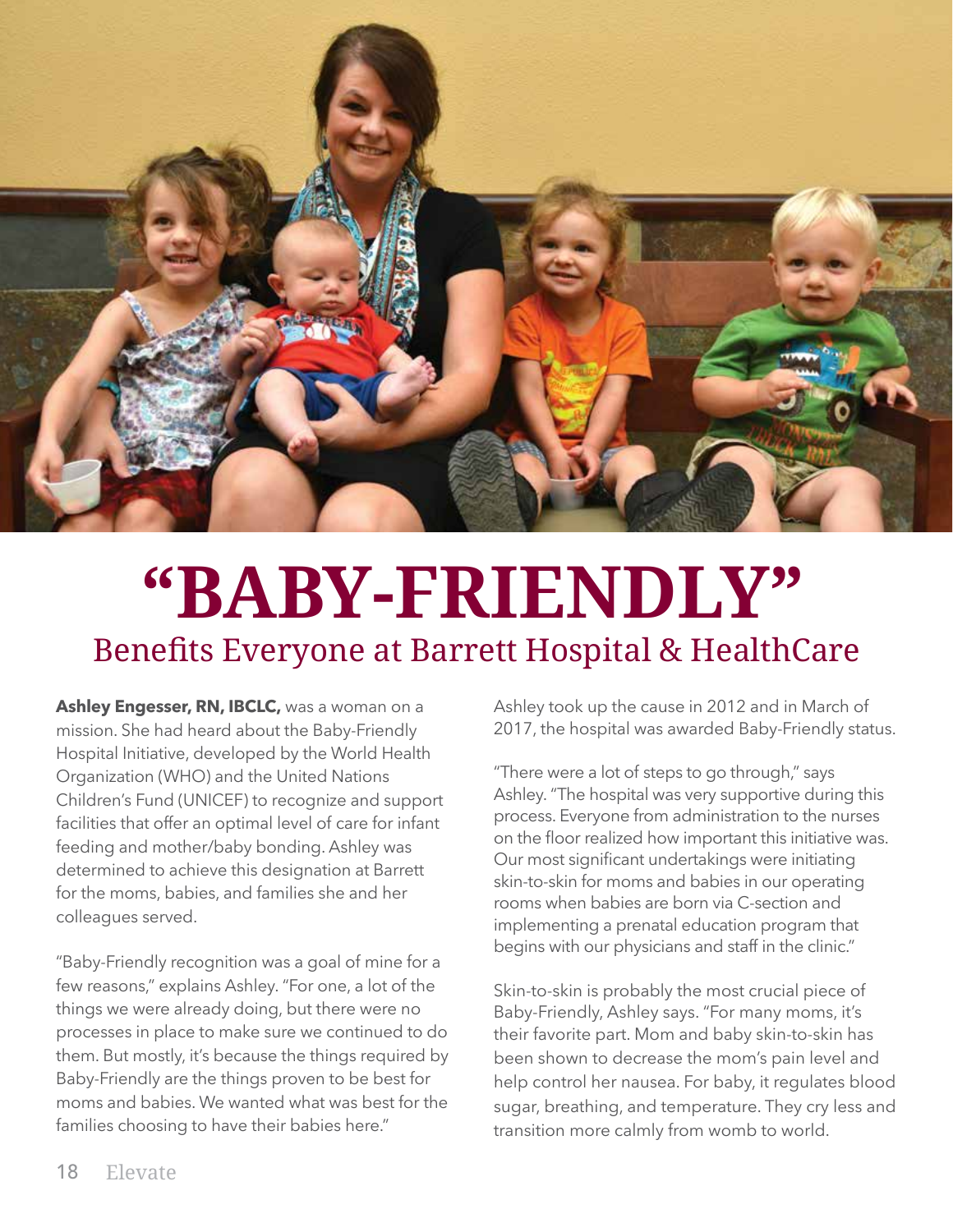# "BABY-FRIENDLY"

## Benefits Everyone at Barrett Hospital & HealthCare

**Ashley Engesser, RN, IBCLC,** was a woman on a mission. She had heard about the Baby-Friendly Hospital Initiative, developed by the World Health Organization (WHO) and the United Nations Children's Fund (UNICEF) to recognize and support facilities that offer an optimal level of care for infant feeding and mother/baby bonding. Ashley was determined to achieve this designation at Barrett for the moms, babies, and families she and her colleagues served.

"Baby-Friendly recognition was a goal of mine for a few reasons," explains Ashley. "For one, a lot of the things we were already doing, but there were no processes in place to make sure we continued to do them. But mostly, it's because the things required by Baby-Friendly are the things proven to be best for moms and babies. We wanted what was best for the families choosing to have their babies here."

Ashley took up the cause in 2012 and in March of 2017, the hospital was awarded Baby-Friendly status.

"There were a lot of steps to go through," says Ashley. "The hospital was very supportive during this process. Everyone from administration to the nurses on the floor realized how important this initiative was. Our most significant undertakings were initiating skin-to-skin for moms and babies in our operating rooms when babies are born via C-section and implementing a prenatal education program that begins with our physicians and staff in the clinic."

Skin-to-skin is probably the most crucial piece of Baby-Friendly, Ashley says. "For many moms, it's their favorite part. Mom and baby skin-to-skin has been shown to decrease the mom's pain level and help control her nausea. For baby, it regulates blood sugar, breathing, and temperature. They cry less and transition more calmly from womb to world.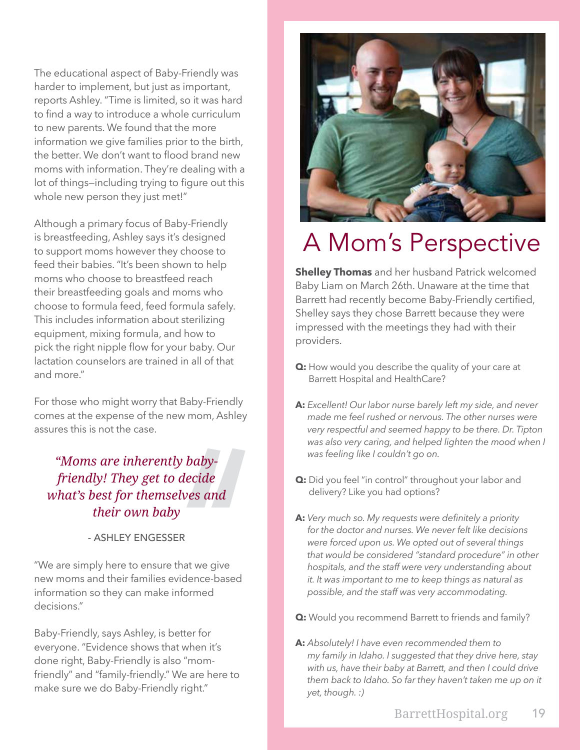The educational aspect of Baby-Friendly was harder to implement, but just as important, reports Ashley. "Time is limited, so it was hard to find a way to introduce a whole curriculum to new parents. We found that the more information we give families prior to the birth, the better. We don't want to flood brand new moms with information. They're dealing with a lot of things—including trying to figure out this whole new person they just met!"

Although a primary focus of Baby-Friendly is breastfeeding, Ashley says it's designed to support moms however they choose to feed their babies. "It's been shown to help moms who choose to breastfeed reach their breastfeeding goals and moms who choose to formula feed, feed formula safely. This includes information about sterilizing equipment, mixing formula, and how to pick the right nipple flow for your baby. Our lactation counselors are trained in all of that and more."

For those who might worry that Baby-Friendly comes at the expense of the new mom, Ashley assures this is not the case.

> *"Moms are inherently baby-friendly! They get to decide what's best for themselves and their own baby*
>
> \- ASHLEY ENGESSER

"We are simply here to ensure that we give new moms and their families evidence-based information so they can make informed decisions."

Baby-Friendly, says Ashley, is better for everyone. "Evidence shows that when it's done right, Baby-Friendly is also "mom-friendly" and "family-friendly." We are here to make sure we do Baby-Friendly right."

# A Mom's Perspective

**Shelley Thomas** and her husband Patrick welcomed Baby Liam on March 26th. Unaware at the time that Barrett had recently become Baby-Friendly certified, Shelley says they chose Barrett because they were impressed with the meetings they had with their providers.

**Q:** How would you describe the quality of your care at Barrett Hospital and HealthCare?

**A:** *Excellent! Our labor nurse barely left my side, and never made me feel rushed or nervous. The other nurses were very respectful and seemed happy to be there. Dr. Tipton was also very caring, and helped lighten the mood when I was feeling like I couldn't go on.*

**Q:** Did you feel "in control" throughout your labor and delivery? Like you had options?

**A:** *Very much so. My requests were definitely a priority for the doctor and nurses. We never felt like decisions were forced upon us. We opted out of several things that would be considered "standard procedure" in other hospitals, and the staff were very understanding about it. It was important to me to keep things as natural as possible, and the staff was very accommodating.*

**Q:** Would you recommend Barrett to friends and family?

**A:** *Absolutely! I have even recommended them to my family in Idaho. I suggested that they drive here, stay with us, have their baby at Barrett, and then I could drive them back to Idaho. So far they haven't taken me up on it yet, though. :)*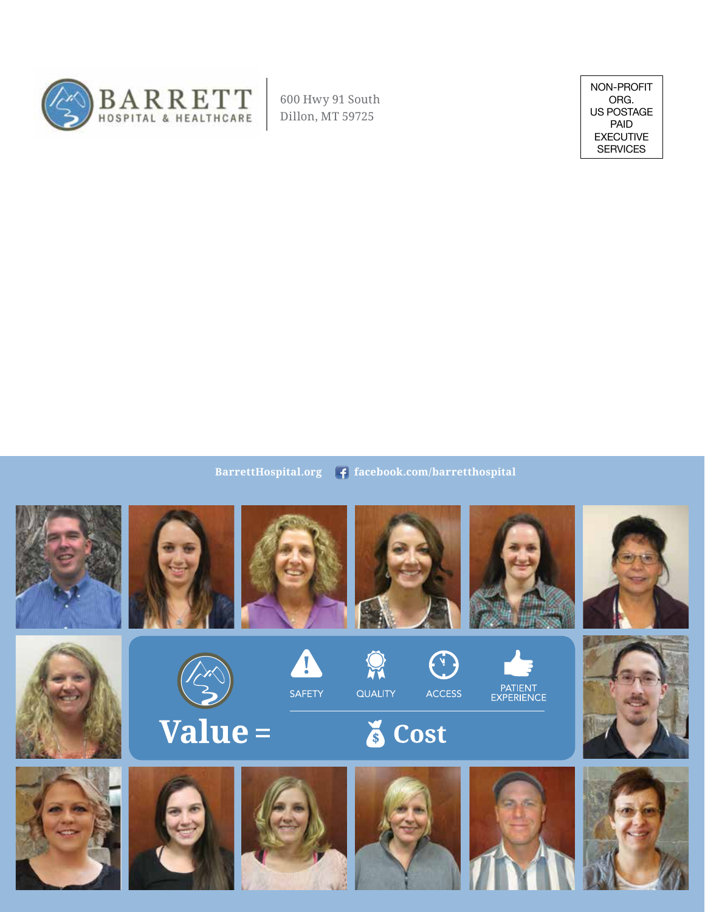BARRETT
HOSPITAL & HEALTHCARE

600 Hwy 91 South
Dillon, MT 59725

NON-PROFIT ORG.
US POSTAGE PAID
EXECUTIVE SERVICES

BarrettHospital.org facebook.com/barretthospital

SAFETY QUALITY ACCESS PATIENT EXPERIENCE

**Value =** 

**Cost**